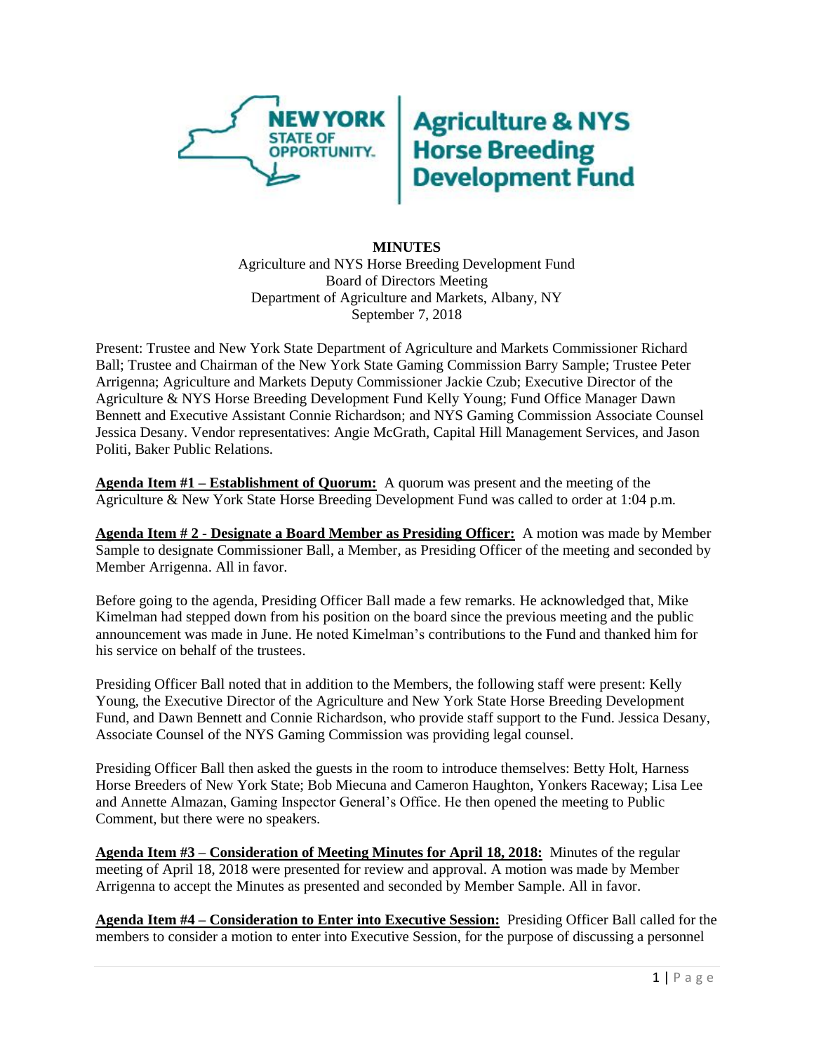NEW YORK STATE OF OPPORTUNITY. | Agriculture & NYS Horse Breeding Development Fund

**MINUTES**

Agriculture and NYS Horse Breeding Development Fund
Board of Directors Meeting
Department of Agriculture and Markets, Albany, NY
September 7, 2018

Present: Trustee and New York State Department of Agriculture and Markets Commissioner Richard Ball; Trustee and Chairman of the New York State Gaming Commission Barry Sample; Trustee Peter Arrigenna; Agriculture and Markets Deputy Commissioner Jackie Czub; Executive Director of the Agriculture & NYS Horse Breeding Development Fund Kelly Young; Fund Office Manager Dawn Bennett and Executive Assistant Connie Richardson; and NYS Gaming Commission Associate Counsel Jessica Desany. Vendor representatives: Angie McGrath, Capital Hill Management Services, and Jason Politi, Baker Public Relations.

**Agenda Item #1 – Establishment of Quorum:** A quorum was present and the meeting of the Agriculture & New York State Horse Breeding Development Fund was called to order at 1:04 p.m.

**Agenda Item # 2 - Designate a Board Member as Presiding Officer:** A motion was made by Member Sample to designate Commissioner Ball, a Member, as Presiding Officer of the meeting and seconded by Member Arrigenna. All in favor.

Before going to the agenda, Presiding Officer Ball made a few remarks. He acknowledged that, Mike Kimelman had stepped down from his position on the board since the previous meeting and the public announcement was made in June. He noted Kimelman's contributions to the Fund and thanked him for his service on behalf of the trustees.

Presiding Officer Ball noted that in addition to the Members, the following staff were present: Kelly Young, the Executive Director of the Agriculture and New York State Horse Breeding Development Fund, and Dawn Bennett and Connie Richardson, who provide staff support to the Fund. Jessica Desany, Associate Counsel of the NYS Gaming Commission was providing legal counsel.

Presiding Officer Ball then asked the guests in the room to introduce themselves: Betty Holt, Harness Horse Breeders of New York State; Bob Miecuna and Cameron Haughton, Yonkers Raceway; Lisa Lee and Annette Almazan, Gaming Inspector General's Office. He then opened the meeting to Public Comment, but there were no speakers.

**Agenda Item #3 – Consideration of Meeting Minutes for April 18, 2018:** Minutes of the regular meeting of April 18, 2018 were presented for review and approval. A motion was made by Member Arrigenna to accept the Minutes as presented and seconded by Member Sample. All in favor.

**Agenda Item #4 – Consideration to Enter into Executive Session:** Presiding Officer Ball called for the members to consider a motion to enter into Executive Session, for the purpose of discussing a personnel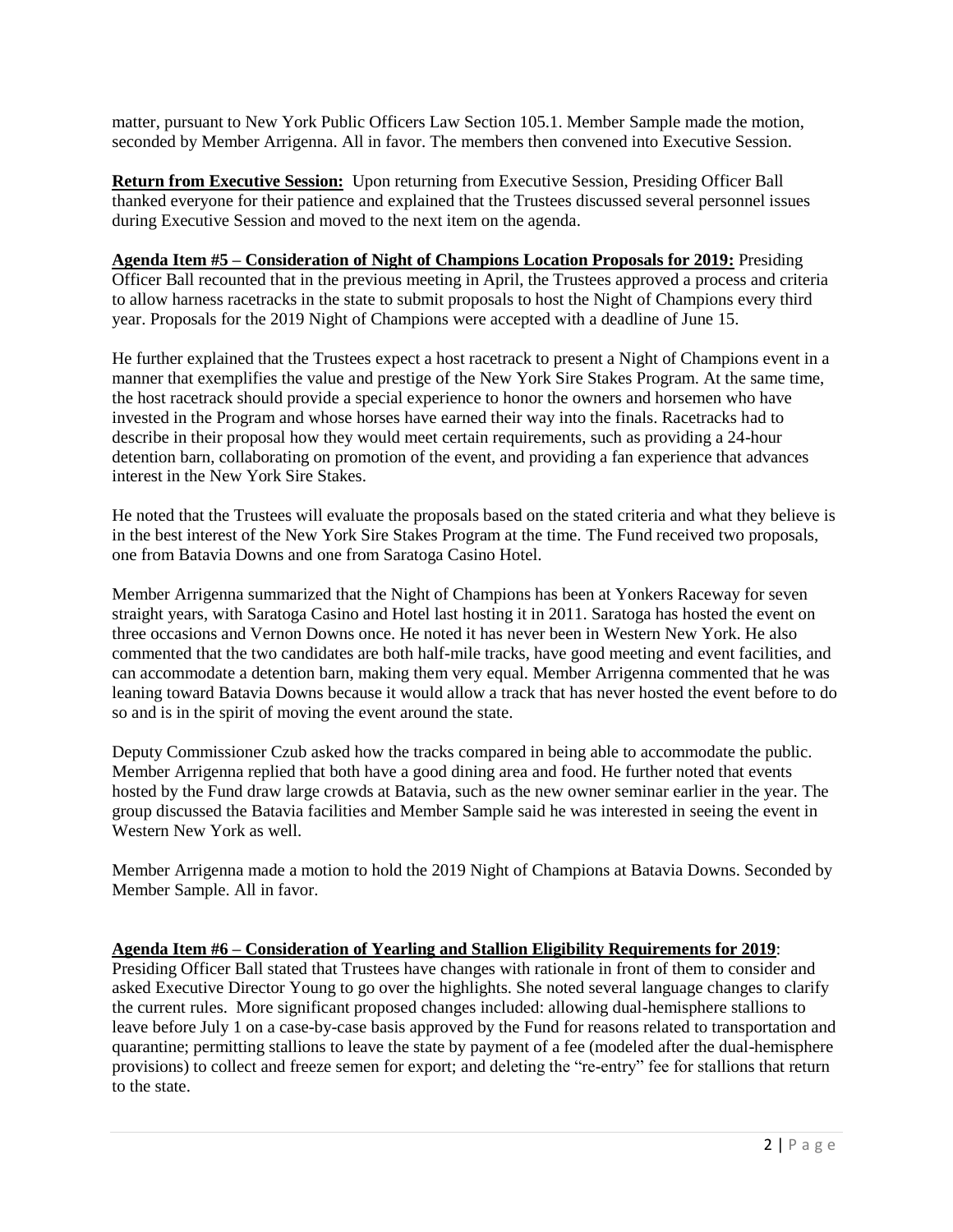matter, pursuant to New York Public Officers Law Section 105.1. Member Sample made the motion, seconded by Member Arrigenna. All in favor. The members then convened into Executive Session.

**Return from Executive Session:** Upon returning from Executive Session, Presiding Officer Ball thanked everyone for their patience and explained that the Trustees discussed several personnel issues during Executive Session and moved to the next item on the agenda.

**Agenda Item #5 – Consideration of Night of Champions Location Proposals for 2019:** Presiding Officer Ball recounted that in the previous meeting in April, the Trustees approved a process and criteria to allow harness racetracks in the state to submit proposals to host the Night of Champions every third year. Proposals for the 2019 Night of Champions were accepted with a deadline of June 15.

He further explained that the Trustees expect a host racetrack to present a Night of Champions event in a manner that exemplifies the value and prestige of the New York Sire Stakes Program. At the same time, the host racetrack should provide a special experience to honor the owners and horsemen who have invested in the Program and whose horses have earned their way into the finals. Racetracks had to describe in their proposal how they would meet certain requirements, such as providing a 24-hour detention barn, collaborating on promotion of the event, and providing a fan experience that advances interest in the New York Sire Stakes.

He noted that the Trustees will evaluate the proposals based on the stated criteria and what they believe is in the best interest of the New York Sire Stakes Program at the time. The Fund received two proposals, one from Batavia Downs and one from Saratoga Casino Hotel.

Member Arrigenna summarized that the Night of Champions has been at Yonkers Raceway for seven straight years, with Saratoga Casino and Hotel last hosting it in 2011. Saratoga has hosted the event on three occasions and Vernon Downs once. He noted it has never been in Western New York. He also commented that the two candidates are both half-mile tracks, have good meeting and event facilities, and can accommodate a detention barn, making them very equal. Member Arrigenna commented that he was leaning toward Batavia Downs because it would allow a track that has never hosted the event before to do so and is in the spirit of moving the event around the state.

Deputy Commissioner Czub asked how the tracks compared in being able to accommodate the public. Member Arrigenna replied that both have a good dining area and food. He further noted that events hosted by the Fund draw large crowds at Batavia, such as the new owner seminar earlier in the year. The group discussed the Batavia facilities and Member Sample said he was interested in seeing the event in Western New York as well.

Member Arrigenna made a motion to hold the 2019 Night of Champions at Batavia Downs. Seconded by Member Sample. All in favor.

**Agenda Item #6 – Consideration of Yearling and Stallion Eligibility Requirements for 2019**: Presiding Officer Ball stated that Trustees have changes with rationale in front of them to consider and asked Executive Director Young to go over the highlights. She noted several language changes to clarify the current rules. More significant proposed changes included: allowing dual-hemisphere stallions to leave before July 1 on a case-by-case basis approved by the Fund for reasons related to transportation and quarantine; permitting stallions to leave the state by payment of a fee (modeled after the dual-hemisphere provisions) to collect and freeze semen for export; and deleting the "re-entry" fee for stallions that return to the state.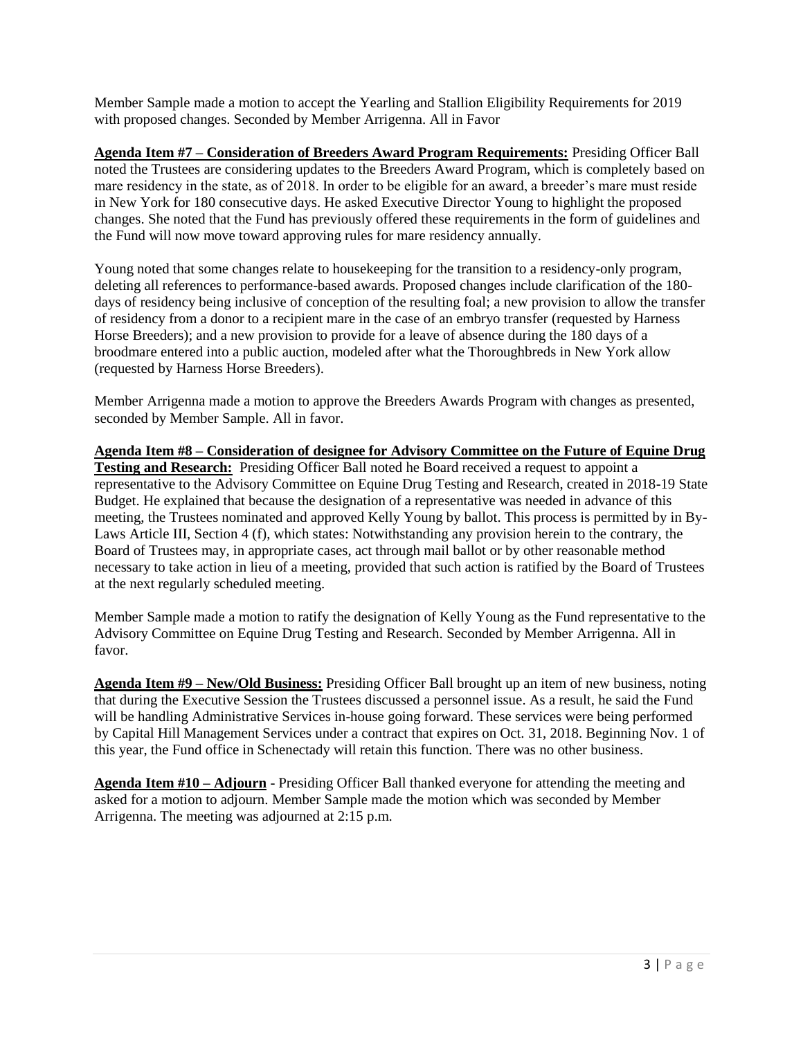Member Sample made a motion to accept the Yearling and Stallion Eligibility Requirements for 2019 with proposed changes. Seconded by Member Arrigenna. All in Favor

**Agenda Item #7 – Consideration of Breeders Award Program Requirements:** Presiding Officer Ball noted the Trustees are considering updates to the Breeders Award Program, which is completely based on mare residency in the state, as of 2018. In order to be eligible for an award, a breeder's mare must reside in New York for 180 consecutive days. He asked Executive Director Young to highlight the proposed changes. She noted that the Fund has previously offered these requirements in the form of guidelines and the Fund will now move toward approving rules for mare residency annually.

Young noted that some changes relate to housekeeping for the transition to a residency-only program, deleting all references to performance-based awards. Proposed changes include clarification of the 180-days of residency being inclusive of conception of the resulting foal; a new provision to allow the transfer of residency from a donor to a recipient mare in the case of an embryo transfer (requested by Harness Horse Breeders); and a new provision to provide for a leave of absence during the 180 days of a broodmare entered into a public auction, modeled after what the Thoroughbreds in New York allow (requested by Harness Horse Breeders).

Member Arrigenna made a motion to approve the Breeders Awards Program with changes as presented, seconded by Member Sample. All in favor.

**Agenda Item #8 – Consideration of designee for Advisory Committee on the Future of Equine Drug Testing and Research:** Presiding Officer Ball noted he Board received a request to appoint a representative to the Advisory Committee on Equine Drug Testing and Research, created in 2018-19 State Budget. He explained that because the designation of a representative was needed in advance of this meeting, the Trustees nominated and approved Kelly Young by ballot. This process is permitted by in By-Laws Article III, Section 4 (f), which states: Notwithstanding any provision herein to the contrary, the Board of Trustees may, in appropriate cases, act through mail ballot or by other reasonable method necessary to take action in lieu of a meeting, provided that such action is ratified by the Board of Trustees at the next regularly scheduled meeting.

Member Sample made a motion to ratify the designation of Kelly Young as the Fund representative to the Advisory Committee on Equine Drug Testing and Research. Seconded by Member Arrigenna. All in favor.

**Agenda Item #9 – New/Old Business:** Presiding Officer Ball brought up an item of new business, noting that during the Executive Session the Trustees discussed a personnel issue. As a result, he said the Fund will be handling Administrative Services in-house going forward. These services were being performed by Capital Hill Management Services under a contract that expires on Oct. 31, 2018. Beginning Nov. 1 of this year, the Fund office in Schenectady will retain this function. There was no other business.

**Agenda Item #10 – Adjourn** - Presiding Officer Ball thanked everyone for attending the meeting and asked for a motion to adjourn. Member Sample made the motion which was seconded by Member Arrigenna. The meeting was adjourned at 2:15 p.m.